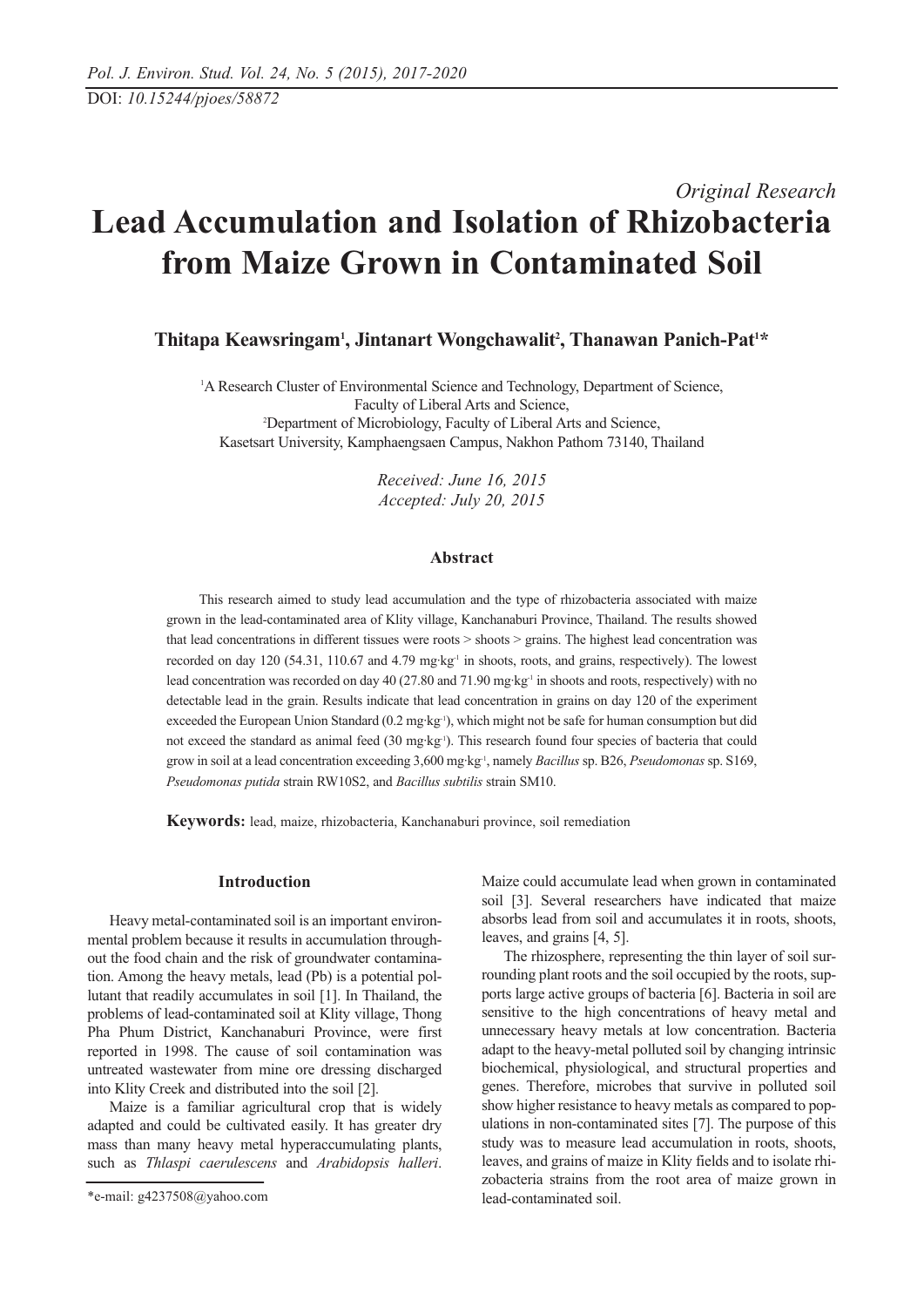*Original Research*

# Lead Accumulation and Isolation of Rhizobacteria from Maize Grown in Contaminated Soil

**Thitapa Keawsringam[1], Jintanart Wongchawalit[2], Thanawan Panich-Pat[1]***

[1]A Research Cluster of Environmental Science and Technology, Department of Science, Faculty of Liberal Arts and Science,
[2]Department of Microbiology, Faculty of Liberal Arts and Science, Kasetsart University, Kamphaengsaen Campus, Nakhon Pathom 73140, Thailand

*Received: June 16, 2015*
*Accepted: July 20, 2015*

### Abstract

This research aimed to study lead accumulation and the type of rhizobacteria associated with maize grown in the lead-contaminated area of Klity village, Kanchanaburi Province, Thailand. The results showed that lead concentrations in different tissues were roots > shoots > grains. The highest lead concentration was recorded on day 120 (54.31, 110.67 and 4.79 mg·kg$^{-1}$ in shoots, roots, and grains, respectively). The lowest lead concentration was recorded on day 40 (27.80 and 71.90 mg·kg$^{-1}$ in shoots and roots, respectively) with no detectable lead in the grain. Results indicate that lead concentration in grains on day 120 of the experiment exceeded the European Union Standard (0.2 mg·kg$^{-1}$), which might not be safe for human consumption but did not exceed the standard as animal feed (30 mg·kg$^{-1}$). This research found four species of bacteria that could grow in soil at a lead concentration exceeding 3,600 mg·kg$^{-1}$, namely *Bacillus* sp. B26, *Pseudomonas* sp. S169, *Pseudomonas putida* strain RW10S2, and *Bacillus subtilis* strain SM10.

**Keywords:** lead, maize, rhizobacteria, Kanchanaburi province, soil remediation

## Introduction

Heavy metal-contaminated soil is an important environmental problem because it results in accumulation throughout the food chain and the risk of groundwater contamination. Among the heavy metals, lead (Pb) is a potential pollutant that readily accumulates in soil [1]. In Thailand, the problems of lead-contaminated soil at Klity village, Thong Pha Phum District, Kanchanaburi Province, were first reported in 1998. The cause of soil contamination was untreated wastewater from mine ore dressing discharged into Klity Creek and distributed into the soil [2].

Maize is a familiar agricultural crop that is widely adapted and could be cultivated easily. It has greater dry mass than many heavy metal hyperaccumulating plants, such as *Thlaspi caerulescens* and *Arabidopsis halleri*. Maize could accumulate lead when grown in contaminated soil [3]. Several researchers have indicated that maize absorbs lead from soil and accumulates it in roots, shoots, leaves, and grains [4, 5].

The rhizosphere, representing the thin layer of soil surrounding plant roots and the soil occupied by the roots, supports large active groups of bacteria [6]. Bacteria in soil are sensitive to the high concentrations of heavy metal and unnecessary heavy metals at low concentration. Bacteria adapt to the heavy-metal polluted soil by changing intrinsic biochemical, physiological, and structural properties and genes. Therefore, microbes that survive in polluted soil show higher resistance to heavy metals as compared to populations in non-contaminated sites [7]. The purpose of this study was to measure lead accumulation in roots, shoots, leaves, and grains of maize in Klity fields and to isolate rhizobacteria strains from the root area of maize grown in lead-contaminated soil.

*e-mail: g4237508@yahoo.com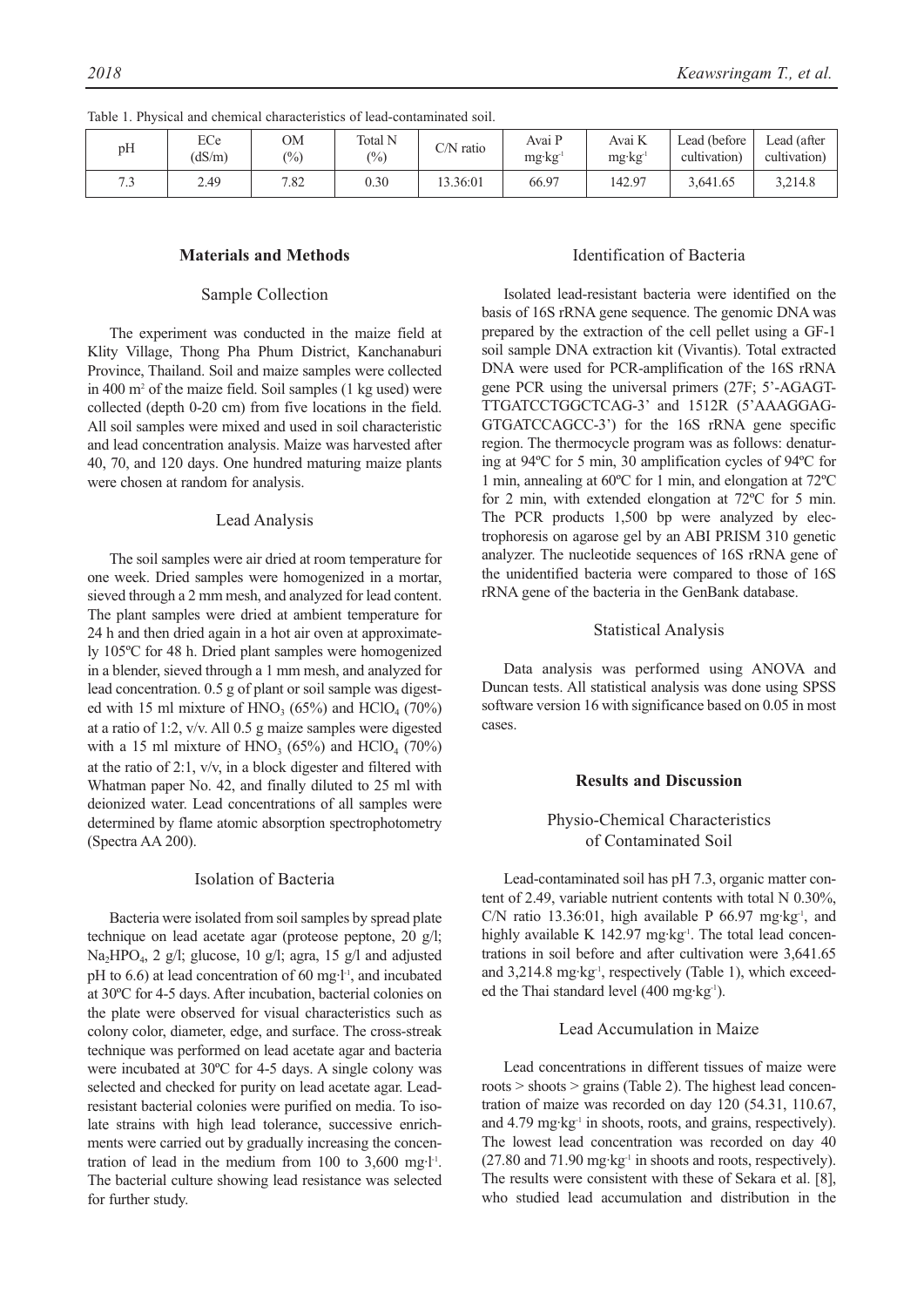Table 1. Physical and chemical characteristics of lead-contaminated soil.

| pH | ECe (dS/m) | OM (%) | Total N (%) | C/N ratio | Avai P mg·kg$^{-1}$ | Avai K mg·kg$^{-1}$ | Lead (before cultivation) | Lead (after cultivation) |
|---|---|---|---|---|---|---|---|---|
| 7.3 | 2.49 | 7.82 | 0.30 | 13.36:01 | 66.97 | 142.97 | 3,641.65 | 3,214.8 |

## Materials and Methods

### Sample Collection

The experiment was conducted in the maize field at Klity Village, Thong Pha Phum District, Kanchanaburi Province, Thailand. Soil and maize samples were collected in 400 m$^2$ of the maize field. Soil samples (1 kg used) were collected (depth 0-20 cm) from five locations in the field. All soil samples were mixed and used in soil characteristic and lead concentration analysis. Maize was harvested after 40, 70, and 120 days. One hundred maturing maize plants were chosen at random for analysis.

### Lead Analysis

The soil samples were air dried at room temperature for one week. Dried samples were homogenized in a mortar, sieved through a 2 mm mesh, and analyzed for lead content. The plant samples were dried at ambient temperature for 24 h and then dried again in a hot air oven at approximately 105ºC for 48 h. Dried plant samples were homogenized in a blender, sieved through a 1 mm mesh, and analyzed for lead concentration. 0.5 g of plant or soil sample was digested with 15 ml mixture of $HNO_3$ (65%) and $HClO_4$ (70%) at a ratio of 1:2, v/v. All 0.5 g maize samples were digested with a 15 ml mixture of $HNO_3$ (65%) and $HClO_4$ (70%) at the ratio of 2:1, v/v, in a block digester and filtered with Whatman paper No. 42, and finally diluted to 25 ml with deionized water. Lead concentrations of all samples were determined by flame atomic absorption spectrophotometry (Spectra AA 200).

### Isolation of Bacteria

Bacteria were isolated from soil samples by spread plate technique on lead acetate agar (proteose peptone, 20 g/l; $Na_2HPO_4$, 2 g/l; glucose, 10 g/l; agra, 15 g/l and adjusted pH to 6.6) at lead concentration of 60 mg·l$^{-1}$, and incubated at 30ºC for 4-5 days. After incubation, bacterial colonies on the plate were observed for visual characteristics such as colony color, diameter, edge, and surface. The cross-streak technique was performed on lead acetate agar and bacteria were incubated at 30ºC for 4-5 days. A single colony was selected and checked for purity on lead acetate agar. Lead-resistant bacterial colonies were purified on media. To isolate strains with high lead tolerance, successive enrichments were carried out by gradually increasing the concentration of lead in the medium from 100 to 3,600 mg·l$^{-1}$. The bacterial culture showing lead resistance was selected for further study.

### Identification of Bacteria

Isolated lead-resistant bacteria were identified on the basis of 16S rRNA gene sequence. The genomic DNA was prepared by the extraction of the cell pellet using a GF-1 soil sample DNA extraction kit (Vivantis). Total extracted DNA were used for PCR-amplification of the 16S rRNA gene PCR using the universal primers (27F; 5'-AGAGTTTGATCCTGGCTCAG-3' and 1512R (5'AAAGGAGGTGATCCAGCC-3') for the 16S rRNA gene specific region. The thermocycle program was as follows: denaturing at 94ºC for 5 min, 30 amplification cycles of 94ºC for 1 min, annealing at 60ºC for 1 min, and elongation at 72ºC for 2 min, with extended elongation at 72ºC for 5 min. The PCR products 1,500 bp were analyzed by electrophoresis on agarose gel by an ABI PRISM 310 genetic analyzer. The nucleotide sequences of 16S rRNA gene of the unidentified bacteria were compared to those of 16S rRNA gene of the bacteria in the GenBank database.

### Statistical Analysis

Data analysis was performed using ANOVA and Duncan tests. All statistical analysis was done using SPSS software version 16 with significance based on 0.05 in most cases.

## Results and Discussion

### Physio-Chemical Characteristics of Contaminated Soil

Lead-contaminated soil has pH 7.3, organic matter content of 2.49, variable nutrient contents with total N 0.30%, C/N ratio 13.36:01, high available P 66.97 mg·kg$^{-1}$, and highly available K 142.97 mg·kg$^{-1}$. The total lead concentrations in soil before and after cultivation were 3,641.65 and 3,214.8 mg·kg$^{-1}$, respectively (Table 1), which exceeded the Thai standard level (400 mg·kg$^{-1}$).

### Lead Accumulation in Maize

Lead concentrations in different tissues of maize were roots > shoots > grains (Table 2). The highest lead concentration of maize was recorded on day 120 (54.31, 110.67, and 4.79 mg·kg$^{-1}$ in shoots, roots, and grains, respectively). The lowest lead concentration was recorded on day 40 (27.80 and 71.90 mg·kg$^{-1}$ in shoots and roots, respectively). The results were consistent with these of Sekara et al. [8], who studied lead accumulation and distribution in the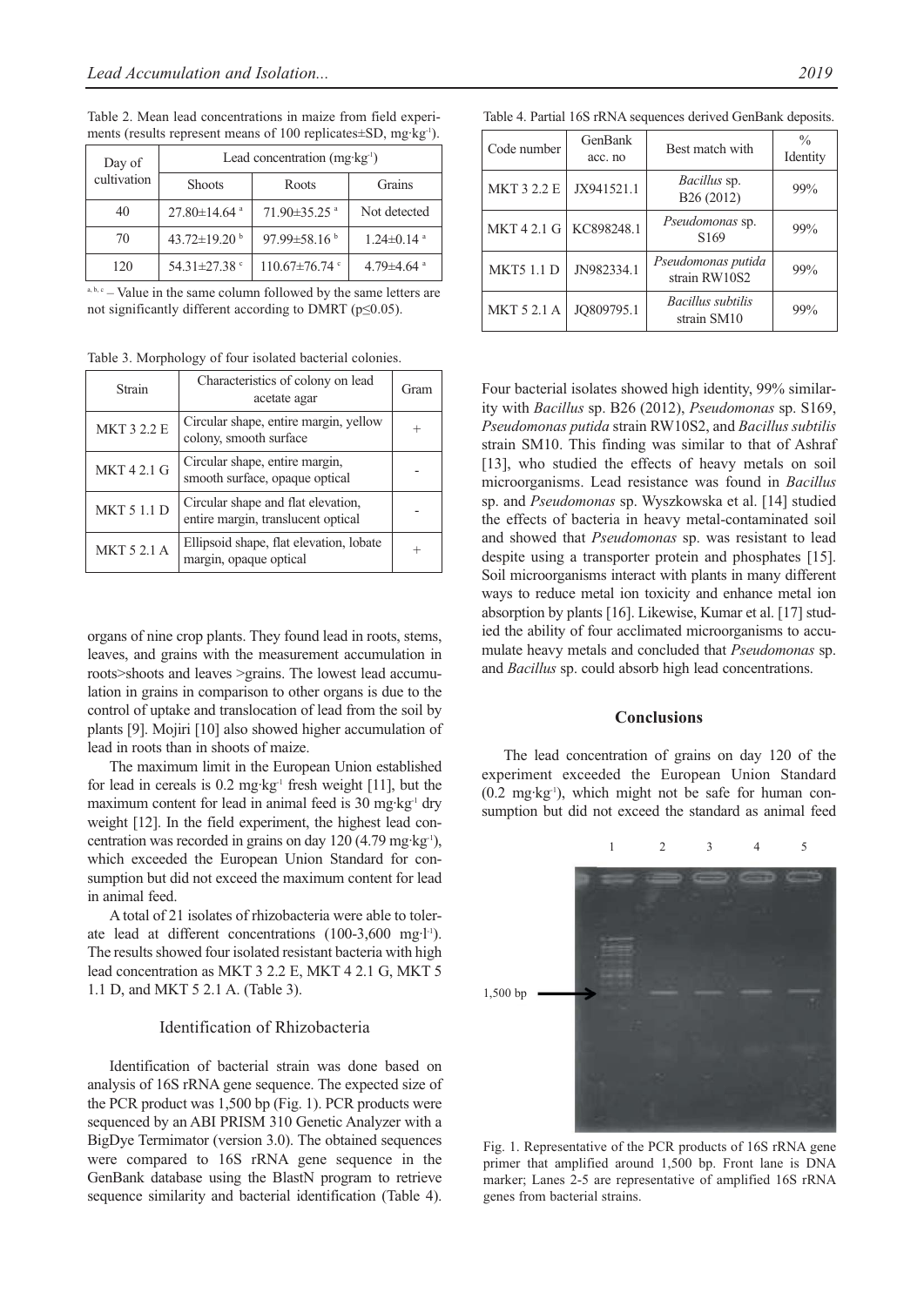Table 2. Mean lead concentrations in maize from field experiments (results represent means of 100 replicates±SD, mg·kg$^{-1}$).

| Day of cultivation | Lead concentration (mg·kg$^{-1}$) | | |
|---|---|---|---|
| | Shoots | Roots | Grains |
| 40 | 27.80±14.64 $^{a}$ | 71.90±35.25 $^{a}$ | Not detected |
| 70 | 43.72±19.20 $^{b}$ | 97.99±58.16 $^{b}$ | 1.24±0.14 $^{a}$ |
| 120 | 54.31±27.38 $^{c}$ | 110.67±76.74 $^{c}$ | 4.79±4.64 $^{a}$ |

$^{a, b, c}$ – Value in the same column followed by the same letters are not significantly different according to DMRT ($p \leq 0.05$).

Table 3. Morphology of four isolated bacterial colonies.

| Strain | Characteristics of colony on lead acetate agar | Gram |
|---|---|---|
| MKT 3 2.2 E | Circular shape, entire margin, yellow colony, smooth surface | + |
| MKT 4 2.1 G | Circular shape, entire margin, smooth surface, opaque optical | - |
| MKT 5 1.1 D | Circular shape and flat elevation, entire margin, translucent optical | - |
| MKT 5 2.1 A | Ellipsoid shape, flat elevation, lobate margin, opaque optical | + |

organs of nine crop plants. They found lead in roots, stems, leaves, and grains with the measurement accumulation in roots>shoots and leaves >grains. The lowest lead accumulation in grains in comparison to other organs is due to the control of uptake and translocation of lead from the soil by plants [9]. Mojiri [10] also showed higher accumulation of lead in roots than in shoots of maize.

The maximum limit in the European Union established for lead in cereals is 0.2 mg·kg$^{-1}$ fresh weight [11], but the maximum content for lead in animal feed is 30 mg·kg$^{-1}$ dry weight [12]. In the field experiment, the highest lead concentration was recorded in grains on day 120 (4.79 mg·kg$^{-1}$), which exceeded the European Union Standard for consumption but did not exceed the maximum content for lead in animal feed.

A total of 21 isolates of rhizobacteria were able to tolerate lead at different concentrations (100-3,600 mg·l$^{-1}$). The results showed four isolated resistant bacteria with high lead concentration as MKT 3 2.2 E, MKT 4 2.1 G, MKT 5 1.1 D, and MKT 5 2.1 A. (Table 3).

### Identification of Rhizobacteria

Identification of bacterial strain was done based on analysis of 16S rRNA gene sequence. The expected size of the PCR product was 1,500 bp (Fig. 1). PCR products were sequenced by an ABI PRISM 310 Genetic Analyzer with a BigDye Termimator (version 3.0). The obtained sequences were compared to 16S rRNA gene sequence in the GenBank database using the BlastN program to retrieve sequence similarity and bacterial identification (Table 4).

Table 4. Partial 16S rRNA sequences derived GenBank deposits.

| Code number | GenBank acc. no | Best match with | % Identity |
|---|---|---|---|
| MKT 3 2.2 E | JX941521.1 | *Bacillus* sp. B26 (2012) | 99% |
| MKT 4 2.1 G | KC898248.1 | *Pseudomonas* sp. S169 | 99% |
| MKT5 1.1 D | JN982334.1 | *Pseudomonas putida* strain RW10S2 | 99% |
| MKT 5 2.1 A | JQ809795.1 | *Bacillus subtilis* strain SM10 | 99% |

Four bacterial isolates showed high identity, 99% similarity with *Bacillus* sp. B26 (2012), *Pseudomonas* sp. S169, *Pseudomonas putida* strain RW10S2, and *Bacillus subtilis* strain SM10. This finding was similar to that of Ashraf [13], who studied the effects of heavy metals on soil microorganisms. Lead resistance was found in *Bacillus* sp. and *Pseudomonas* sp. Wyszkowska et al. [14] studied the effects of bacteria in heavy metal-contaminated soil and showed that *Pseudomonas* sp. was resistant to lead despite using a transporter protein and phosphates [15]. Soil microorganisms interact with plants in many different ways to reduce metal ion toxicity and enhance metal ion absorption by plants [16]. Likewise, Kumar et al. [17] studied the ability of four acclimated microorganisms to accumulate heavy metals and concluded that *Pseudomonas* sp. and *Bacillus* sp. could absorb high lead concentrations.

## Conclusions

The lead concentration of grains on day 120 of the experiment exceeded the European Union Standard (0.2 mg·kg$^{-1}$), which might not be safe for human consumption but did not exceed the standard as animal feed

Fig. 1. Representative of the PCR products of 16S rRNA gene primer that amplified around 1,500 bp. Front lane is DNA marker; Lanes 2-5 are representative of amplified 16S rRNA genes from bacterial strains.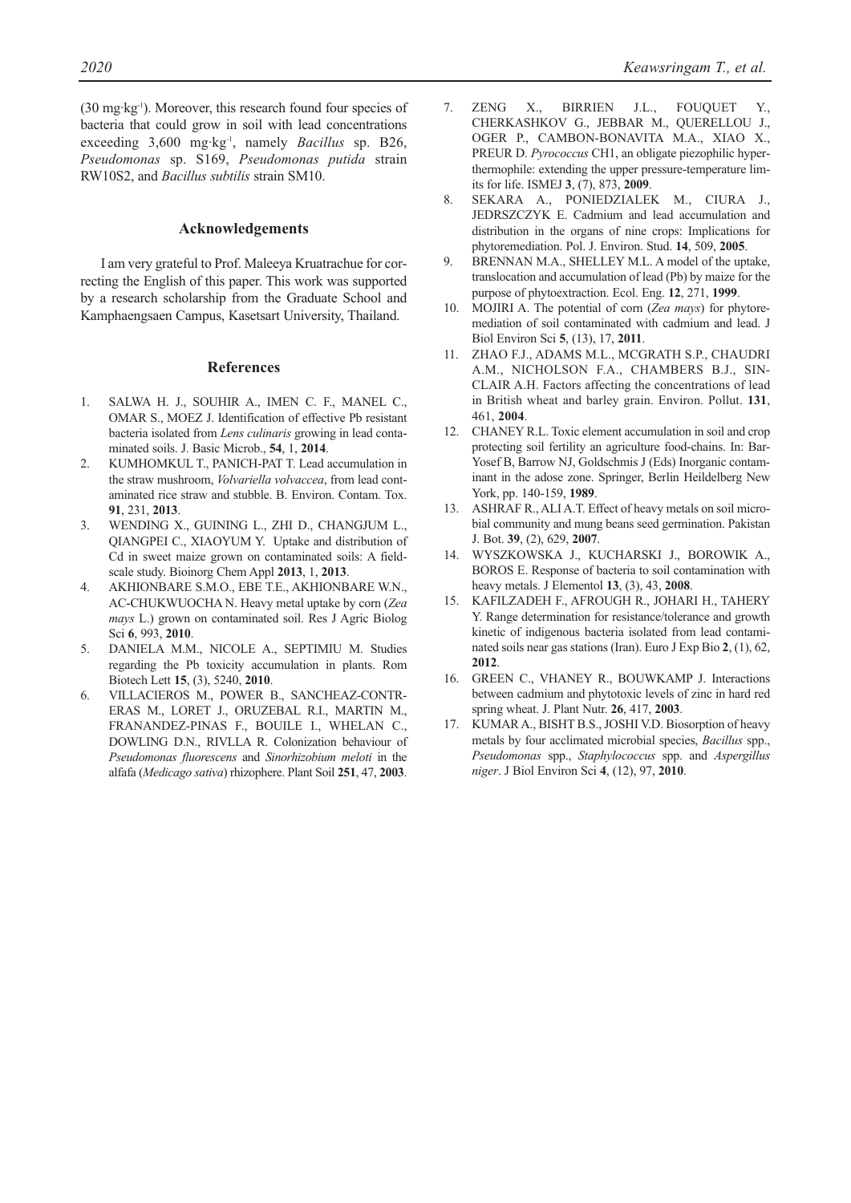(30 mg·kg$^{-1}$). Moreover, this research found four species of bacteria that could grow in soil with lead concentrations exceeding 3,600 mg·kg$^{-1}$, namely *Bacillus* sp. B26, *Pseudomonas* sp. S169, *Pseudomonas putida* strain RW10S2, and *Bacillus subtilis* strain SM10.

## Acknowledgements

I am very grateful to Prof. Maleeya Kruatrachue for correcting the English of this paper. This work was supported by a research scholarship from the Graduate School and Kamphaengsaen Campus, Kasetsart University, Thailand.

## References

1. SALWA H. J., SOUHIR A., IMEN C. F., MANEL C., OMAR S., MOEZ J. Identification of effective Pb resistant bacteria isolated from *Lens culinaris* growing in lead contaminated soils. J. Basic Microb., **54**, 1, **2014**.
2. KUMHOMKUL T., PANICH-PAT T. Lead accumulation in the straw mushroom, *Volvariella volvaccea*, from lead contaminated rice straw and stubble. B. Environ. Contam. Tox. **91**, 231, **2013**.
3. WENDING X., GUINING L., ZHI D., CHANGJUM L., QIANGPEI C., XIAOYUM Y. Uptake and distribution of Cd in sweet maize grown on contaminated soils: A field-scale study. Bioinorg Chem Appl **2013**, 1, **2013**.
4. AKHIONBARE S.M.O., EBE T.E., AKHIONBARE W.N., AC-CHUKWUOCHA N. Heavy metal uptake by corn (*Zea mays* L.) grown on contaminated soil. Res J Agric Biolog Sci **6**, 993, **2010**.
5. DANIELA M.M., NICOLE A., SEPTIMIU M. Studies regarding the Pb toxicity accumulation in plants. Rom Biotech Lett **15**, (3), 5240, **2010**.
6. VILLACIEROS M., POWER B., SANCHEAZ-CONTRERAS M., LORET J., ORUZEBAL R.I., MARTIN M., FRANANDEZ-PINAS F., BOUILE I., WHELAN C., DOWLING D.N., RIVLLA R. Colonization behaviour of *Pseudomonas fluorescens* and *Sinorhizobium meloti* in the alfafa (*Medicago sativa*) rhizophere. Plant Soil **251**, 47, **2003**.
7. ZENG X., BIRRIEN J.L., FOUQUET Y., CHERKASHKOV G., JEBBAR M., QUERELLOU J., OGER P., CAMBON-BONAVITA M.A., XIAO X., PREUR D. *Pyrococcus* CH1, an obligate piezophilic hyperthermophile: extending the upper pressure-temperature limits for life. ISMEJ **3**, (7), 873, **2009**.
8. SEKARA A., PONIEDZIALEK M., CIURA J., JEDRSZCZYK E. Cadmium and lead accumulation and distribution in the organs of nine crops: Implications for phytoremediation. Pol. J. Environ. Stud. **14**, 509, **2005**.
9. BRENNAN M.A., SHELLEY M.L. A model of the uptake, translocation and accumulation of lead (Pb) by maize for the purpose of phytoextraction. Ecol. Eng. **12**, 271, **1999**.
10. MOJIRI A. The potential of corn (*Zea mays*) for phytoremediation of soil contaminated with cadmium and lead. J Biol Environ Sci **5**, (13), 17, **2011**.
11. ZHAO F.J., ADAMS M.L., MCGRATH S.P., CHAUDRI A.M., NICHOLSON F.A., CHAMBERS B.J., SINCLAIR A.H. Factors affecting the concentrations of lead in British wheat and barley grain. Environ. Pollut. **131**, 461, **2004**.
12. CHANEY R.L. Toxic element accumulation in soil and crop protecting soil fertility an agriculture food-chains. In: Bar-Yosef B, Barrow NJ, Goldschmis J (Eds) Inorganic contaminant in the adose zone. Springer, Berlin Heildelberg New York, pp. 140-159, **1989**.
13. ASHRAF R., ALI A.T. Effect of heavy metals on soil microbial community and mung beans seed germination. Pakistan J. Bot. **39**, (2), 629, **2007**.
14. WYSZKOWSKA J., KUCHARSKI J., BOROWIK A., BOROS E. Response of bacteria to soil contamination with heavy metals. J Elementol **13**, (3), 43, **2008**.
15. KAFILZADEH F., AFROUGH R., JOHARI H., TAHERY Y. Range determination for resistance/tolerance and growth kinetic of indigenous bacteria isolated from lead contaminated soils near gas stations (Iran). Euro J Exp Bio **2**, (1), 62, **2012**.
16. GREEN C., VHANEY R., BOUWKAMP J. Interactions between cadmium and phytotoxic levels of zinc in hard red spring wheat. J. Plant Nutr. **26**, 417, **2003**.
17. KUMAR A., BISHT B.S., JOSHI V.D. Biosorption of heavy metals by four acclimated microbial species, *Bacillus* spp., *Pseudomonas* spp., *Staphylococcus* spp. and *Aspergillus niger*. J Biol Environ Sci **4**, (12), 97, **2010**.